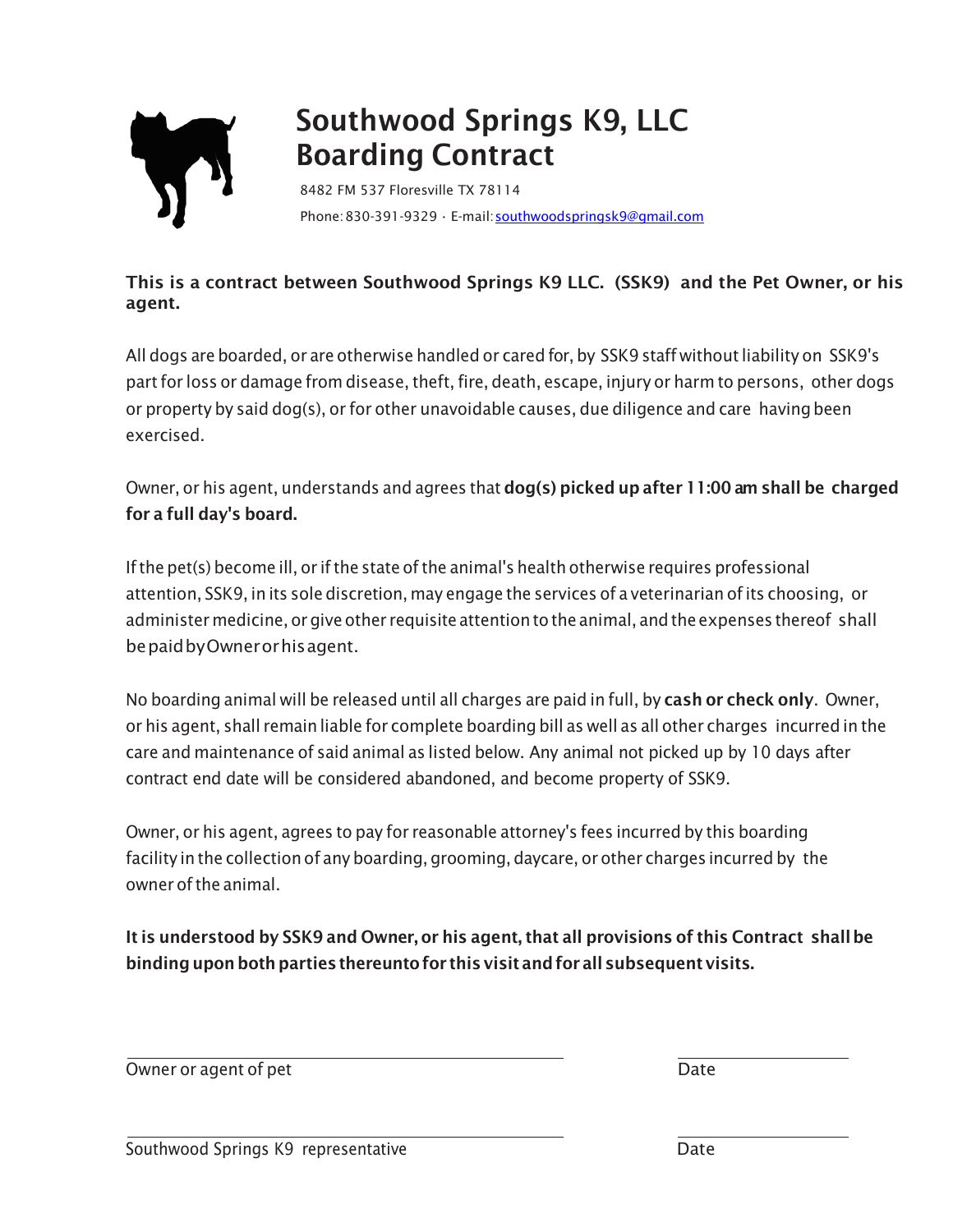# Southwood Springs K9, LLC
# Boarding Contract

8482 FM 537 Floresville TX 78114

Phone: 830-391-9329 · E-mail: southwoodspringsk9@gmail.com

**This is a contract between Southwood Springs K9 LLC. (SSK9) and the Pet Owner, or his agent.**

All dogs are boarded, or are otherwise handled or cared for, by SSK9 staff without liability on SSK9's part for loss or damage from disease, theft, fire, death, escape, injury or harm to persons, other dogs or property by said dog(s), or for other unavoidable causes, due diligence and care having been exercised.

Owner, or his agent, understands and agrees that **dog(s) picked up after 11:00 am shall be charged for a full day's board.**

If the pet(s) become ill, or if the state of the animal's health otherwise requires professional attention, SSK9, in its sole discretion, may engage the services of a veterinarian of its choosing, or administer medicine, or give other requisite attention to the animal, and the expenses thereof shall be paid by Owner or his agent.

No boarding animal will be released until all charges are paid in full, by **cash or check only**. Owner, or his agent, shall remain liable for complete boarding bill as well as all other charges incurred in the care and maintenance of said animal as listed below. Any animal not picked up by 10 days after contract end date will be considered abandoned, and become property of SSK9.

Owner, or his agent, agrees to pay for reasonable attorney's fees incurred by this boarding facility in the collection of any boarding, grooming, daycare, or other charges incurred by the owner of the animal.

**It is understood by SSK9 and Owner, or his agent, that all provisions of this Contract shall be binding upon both parties thereunto for this visit and for all subsequent visits.**

______________________________ ______________

Owner or agent of pet Date

______________________________ ______________

Southwood Springs K9 representative Date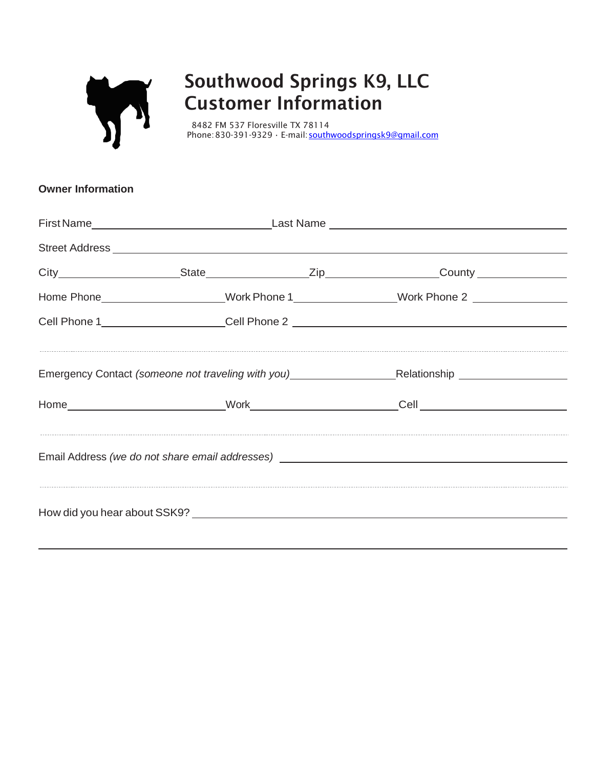# Southwood Springs K9, LLC
# Customer Information

8482 FM 537 Floresville TX 78114
Phone: 830-391-9329 · E-mail: southwoodspringsk9@gmail.com

**Owner Information**

First Name ______________________________ Last Name ______________________________________

Street Address ______________________________________________________________________

City ____________________ State ________________ Zip _________________ County ______________

Home Phone ___________________ Work Phone 1 ________________ Work Phone 2 _______________

Cell Phone 1 ___________________ Cell Phone 2 ________________________________________

---

Emergency Contact *(someone not traveling with you)* _________________ Relationship _________________

Home __________________________ Work _______________________ Cell ________________________

---

Email Address *(we do not share email addresses)* ____________________________________________

---

How did you hear about SSK9? ________________________________________________________

______________________________________________________________________________